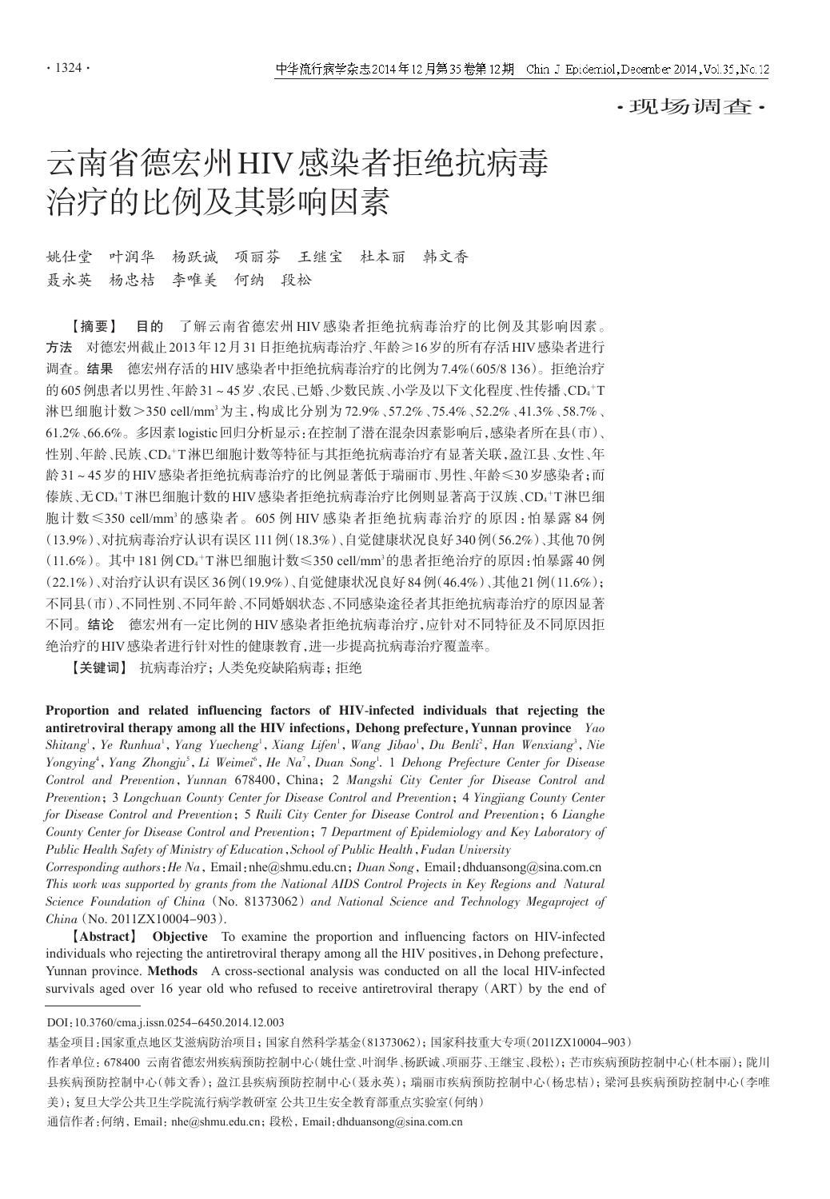·现场调查·

# 云南省德宏州HIV感染者拒绝抗病毒治疗的比例及其影响因素

姚仕堂　叶润华　杨跃诚　项丽芬　王继宝　杜本丽　韩文香　聂永英　杨忠桔　李唯美　何纳　段松

【摘要】　**目的**　了解云南省德宏州HIV感染者拒绝抗病毒治疗的比例及其影响因素。**方法**　对德宏州截止2013年12月31日拒绝抗病毒治疗、年龄≥16岁的所有存活HIV感染者进行调查。**结果**　德宏州存活的HIV感染者中拒绝抗病毒治疗的比例为7.4%(605/8 136)。拒绝治疗的605例患者以男性、年龄31～45岁、农民、已婚、少数民族、小学及以下文化程度、性传播、$CD_4^+T$淋巴细胞计数＞350 cell/mm$^3$为主，构成比分别为72.9%、57.2%、75.4%、52.2%、41.3%、58.7%、61.2%、66.6%。多因素logistic回归分析显示：在控制了潜在混杂因素影响后，感染者所在县(市)、性别、年龄、民族、$CD_4^+T$淋巴细胞计数等特征与其拒绝抗病毒治疗有显著关联，盈江县、女性、年龄31～45岁的HIV感染者拒绝抗病毒治疗的比例显著低于瑞丽市、男性、年龄≤30岁感染者；而傣族、无$CD_4^+T$淋巴细胞计数的HIV感染者拒绝抗病毒治疗比例则显著高于汉族、$CD_4^+T$淋巴细胞计数≤350 cell/mm$^3$的感染者。605例HIV感染者拒绝抗病毒治疗的原因：怕暴露84例(13.9%)、对抗病毒治疗认识有误区111例(18.3%)、自觉健康状况良好340例(56.2%)、其他70例(11.6%)。其中181例$CD_4^+T$淋巴细胞计数≤350 cell/mm$^3$的患者拒绝治疗的原因：怕暴露40例(22.1%)、对治疗认识有误区36例(19.9%)、自觉健康状况良好84例(46.4%)、其他21例(11.6%)；不同县(市)、不同性别、不同年龄、不同婚姻状态、不同感染途径者其拒绝抗病毒治疗的原因显著不同。**结论**　德宏州有一定比例的HIV感染者拒绝抗病毒治疗，应针对不同特征及不同原因拒绝治疗的HIV感染者进行针对性的健康教育，进一步提高抗病毒治疗覆盖率。

【关键词】　抗病毒治疗；人类免疫缺陷病毒；拒绝

**Proportion and related influencing factors of HIV-infected individuals that rejecting the antiretroviral therapy among all the HIV infections, Dehong prefecture, Yunnan province**　*Yao Shitang*[1], *Ye Runhua*[1], *Yang Yuecheng*[1], *Xiang Lifen*[1], *Wang Jibao*[1], *Du Benli*[2], *Han Wenxiang*[3], *Nie Yongying*[4], *Yang Zhongju*[5], *Li Weimei*[6], *He Na*[7], *Duan Song*[1]. *1 Dehong Prefecture Center for Disease Control and Prevention, Yunnan 678400, China; 2 Mangshi City Center for Disease Control and Prevention; 3 Longchuan County Center for Disease Control and Prevention; 4 Yingjiang County Center for Disease Control and Prevention; 5 Ruili City Center for Disease Control and Prevention; 6 Lianghe County Center for Disease Control and Prevention; 7 Department of Epidemiology and Key Laboratory of Public Health Safety of Ministry of Education, School of Public Health, Fudan University*

*Corresponding authors: He Na*, Email: nhe@shmu.edu.cn; *Duan Song*, Email: dhduansong@sina.com.cn

*This work was supported by grants from the National AIDS Control Projects in Key Regions and Natural Science Foundation of China* (No. 81373062) *and National Science and Technology Megaproject of China* (No. 2011ZX10004-903).

【**Abstract**】　**Objective**　To examine the proportion and influencing factors on HIV-infected individuals who rejecting the antiretroviral therapy among all the HIV positives, in Dehong prefecture, Yunnan province. **Methods**　A cross-sectional analysis was conducted on all the local HIV-infected survivals aged over 16 year old who refused to receive antiretroviral therapy (ART) by the end of

---

DOI：10.3760/cma.j.issn.0254-6450.2014.12.003

基金项目：国家重点地区艾滋病防治项目；国家自然科学基金(81373062)；国家科技重大专项(2011ZX10004-903)

作者单位：678400　云南省德宏州疾病预防控制中心(姚仕堂、叶润华、杨跃诚、项丽芬、王继宝、段松)；芒市疾病预防控制中心(杜本丽)；陇川县疾病预防控制中心(韩文香)；盈江县疾病预防控制中心(聂永英)；瑞丽市疾病预防控制中心(杨忠桔)；梁河县疾病预防控制中心(李唯美)；复旦大学公共卫生学院流行病学教研室 公共卫生安全教育部重点实验室(何纳)

通信作者：何纳，Email：nhe@shmu.edu.cn；段松，Email：dhduansong@sina.com.cn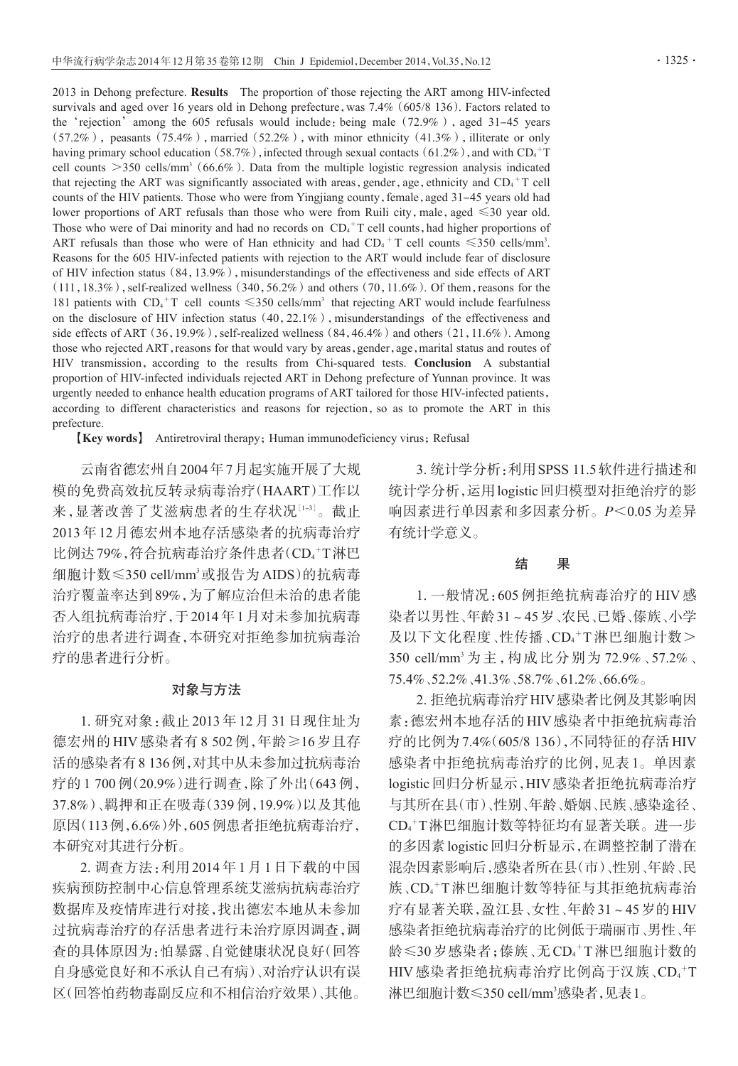2013 in Dehong prefecture. **Results** The proportion of those rejecting the ART among HIV-infected survivals and aged over 16 years old in Dehong prefecture, was 7.4% (605/8 136). Factors related to the 'rejection' among the 605 refusals would include: being male (72.9%), aged 31–45 years (57.2%), peasants (75.4%), married (52.2%), with minor ethnicity (41.3%), illiterate or only having primary school education (58.7%), infected through sexual contacts (61.2%), and with $CD_4^+T$ cell counts >350 cells/$mm^3$ (66.6%). Data from the multiple logistic regression analysis indicated that rejecting the ART was significantly associated with areas, gender, age, ethnicity and $CD_4^+T$ cell counts of the HIV patients. Those who were from Yingjiang county, female, aged 31–45 years old had lower proportions of ART refusals than those who were from Ruili city, male, aged ≤30 year old. Those who were of Dai minority and had no records on $CD_4^+T$ cell counts, had higher proportions of ART refusals than those who were of Han ethnicity and had $CD_4^+T$ cell counts ≤350 cells/$mm^3$. Reasons for the 605 HIV-infected patients with rejection to the ART would include fear of disclosure of HIV infection status (84, 13.9%), misunderstandings of the effectiveness and side effects of ART (111, 18.3%), self-realized wellness (340, 56.2%) and others (70, 11.6%). Of them, reasons for the 181 patients with $CD_4^+T$ cell counts ≤350 cells/$mm^3$ that rejecting ART would include fearfulness on the disclosure of HIV infection status (40, 22.1%), misunderstandings of the effectiveness and side effects of ART (36, 19.9%), self-realized wellness (84, 46.4%) and others (21, 11.6%). Among those who rejected ART, reasons for that would vary by areas, gender, age, marital status and routes of HIV transmission, according to the results from Chi-squared tests. **Conclusion** A substantial proportion of HIV-infected individuals rejected ART in Dehong prefecture of Yunnan province. It was urgently needed to enhance health education programs of ART tailored for those HIV-infected patients, according to different characteristics and reasons for rejection, so as to promote the ART in this prefecture.

**【Key words】** Antiretroviral therapy; Human immunodeficiency virus; Refusal

云南省德宏州自2004年7月起实施开展了大规模的免费高效抗反转录病毒治疗(HAART)工作以来,显著改善了艾滋病患者的生存状况[1-3]。截止2013年12月德宏州本地存活感染者的抗病毒治疗比例达79%,符合抗病毒治疗条件患者($CD_4^+T$淋巴细胞计数≤350 cell/$mm^3$或报告为AIDS)的抗病毒治疗覆盖率达到89%,为了解应治但未治的患者能否入组抗病毒治疗,于2014年1月对未参加抗病毒治疗的患者进行调查,本研究对拒绝参加抗病毒治疗的患者进行分析。

## 对象与方法

1. 研究对象:截止2013年12月31日现住址为德宏州的HIV感染者有8 502例,年龄≥16岁且存活的感染者有8 136例,对其中从未参加过抗病毒治疗的1 700例(20.9%)进行调查,除了外出(643例,37.8%)、羁押和正在吸毒(339例,19.9%)以及其他原因(113例,6.6%)外,605例患者拒绝抗病毒治疗,本研究对其进行分析。

2. 调查方法:利用2014年1月1日下载的中国疾病预防控制中心信息管理系统艾滋病抗病毒治疗数据库及疫情库进行对接,找出德宏本地从未参加过抗病毒治疗的存活患者进行未治疗原因调查,调查的具体原因为:怕暴露、自觉健康状况良好(回答自身感觉良好和不承认自己有病)、对治疗认识有误区(回答怕药物毒副反应和不相信治疗效果)、其他。

3. 统计学分析:利用SPSS 11.5软件进行描述和统计学分析,运用logistic回归模型对拒绝治疗的影响因素进行单因素和多因素分析。$P<0.05$为差异有统计学意义。

## 结　果

1. 一般情况:605例拒绝抗病毒治疗的HIV感染者以男性、年龄31～45岁、农民、已婚、傣族、小学及以下文化程度、性传播、$CD_4^+T$淋巴细胞计数>350 cell/$mm^3$为主,构成比分别为72.9%、57.2%、75.4%、52.2%、41.3%、58.7%、61.2%、66.6%。

2. 拒绝抗病毒治疗HIV感染者比例及其影响因素:德宏州本地存活的HIV感染者中拒绝抗病毒治疗的比例为7.4%(605/8 136),不同特征的存活HIV感染者中拒绝抗病毒治疗的比例,见表1。单因素logistic回归分析显示,HIV感染者拒绝抗病毒治疗与其所在县(市)、性别、年龄、婚姻、民族、感染途径、$CD_4^+T$淋巴细胞计数等特征均有显著关联。进一步的多因素logistic回归分析显示,在调整控制了潜在混杂因素影响后,感染者所在县(市)、性别、年龄、民族、$CD_4^+T$淋巴细胞计数等特征与其拒绝抗病毒治疗有显著关联,盈江县、女性、年龄31～45岁的HIV感染者拒绝抗病毒治疗的比例低于瑞丽市、男性、年龄≤30岁感染者;傣族、无$CD_4^+T$淋巴细胞计数的HIV感染者拒绝抗病毒治疗比例高于汉族、$CD_4^+T$淋巴细胞数≤350 cell/$mm^3$感染者,见表1。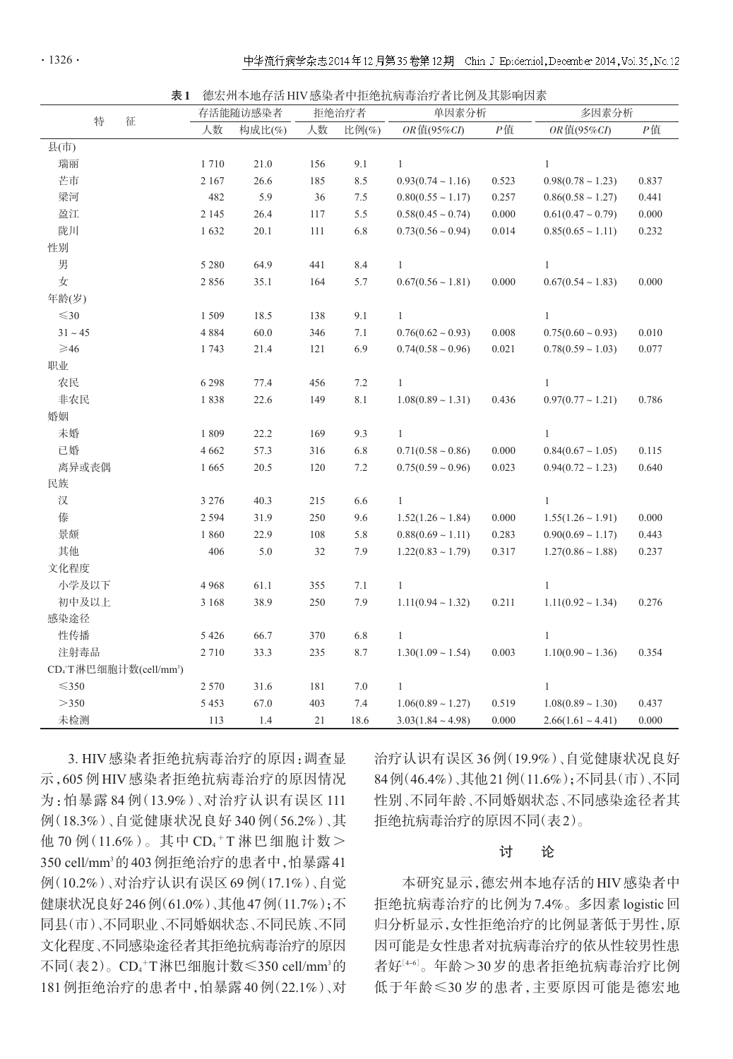**表1** 德宏州本地存活HIV感染者中拒绝抗病毒治疗者比例及其影响因素

| 特征 | 存活能随访感染者 | | 拒绝治疗者 | | 单因素分析 | | 多因素分析 | |
|---|---|---|---|---|---|---|---|---|
| | 人数 | 构成比(%) | 人数 | 比例(%) | *OR*值(95%*CI*) | *P*值 | *OR*值(95%*CI*) | *P*值 |
| 县(市) | | | | | | | | |
| 瑞丽 | 1 710 | 21.0 | 156 | 9.1 | 1 | | 1 | |
| 芒市 | 2 167 | 26.6 | 185 | 8.5 | 0.93(0.74 ~ 1.16) | 0.523 | 0.98(0.78 ~ 1.23) | 0.837 |
| 梁河 | 482 | 5.9 | 36 | 7.5 | 0.80(0.55 ~ 1.17) | 0.257 | 0.86(0.58 ~ 1.27) | 0.441 |
| 盈江 | 2 145 | 26.4 | 117 | 5.5 | 0.58(0.45 ~ 0.74) | 0.000 | 0.61(0.47 ~ 0.79) | 0.000 |
| 陇川 | 1 632 | 20.1 | 111 | 6.8 | 0.73(0.56 ~ 0.94) | 0.014 | 0.85(0.65 ~ 1.11) | 0.232 |
| 性别 | | | | | | | | |
| 男 | 5 280 | 64.9 | 441 | 8.4 | 1 | | 1 | |
| 女 | 2 856 | 35.1 | 164 | 5.7 | 0.67(0.56 ~ 1.81) | 0.000 | 0.67(0.54 ~ 1.83) | 0.000 |
| 年龄(岁) | | | | | | | | |
| ≤30 | 1 509 | 18.5 | 138 | 9.1 | 1 | | 1 | |
| 31 ~ 45 | 4 884 | 60.0 | 346 | 7.1 | 0.76(0.62 ~ 0.93) | 0.008 | 0.75(0.60 ~ 0.93) | 0.010 |
| ≥46 | 1 743 | 21.4 | 121 | 6.9 | 0.74(0.58 ~ 0.96) | 0.021 | 0.78(0.59 ~ 1.03) | 0.077 |
| 职业 | | | | | | | | |
| 农民 | 6 298 | 77.4 | 456 | 7.2 | 1 | | 1 | |
| 非农民 | 1 838 | 22.6 | 149 | 8.1 | 1.08(0.89 ~ 1.31) | 0.436 | 0.97(0.77 ~ 1.21) | 0.786 |
| 婚姻 | | | | | | | | |
| 未婚 | 1 809 | 22.2 | 169 | 9.3 | 1 | | 1 | |
| 已婚 | 4 662 | 57.3 | 316 | 6.8 | 0.71(0.58 ~ 0.86) | 0.000 | 0.84(0.67 ~ 1.05) | 0.115 |
| 离异或丧偶 | 1 665 | 20.5 | 120 | 7.2 | 0.75(0.59 ~ 0.96) | 0.023 | 0.94(0.72 ~ 1.23) | 0.640 |
| 民族 | | | | | | | | |
| 汉 | 3 276 | 40.3 | 215 | 6.6 | 1 | | 1 | |
| 傣 | 2 594 | 31.9 | 250 | 9.6 | 1.52(1.26 ~ 1.84) | 0.000 | 1.55(1.26 ~ 1.91) | 0.000 |
| 景颇 | 1 860 | 22.9 | 108 | 5.8 | 0.88(0.69 ~ 1.11) | 0.283 | 0.90(0.69 ~ 1.17) | 0.443 |
| 其他 | 406 | 5.0 | 32 | 7.9 | 1.22(0.83 ~ 1.79) | 0.317 | 1.27(0.86 ~ 1.88) | 0.237 |
| 文化程度 | | | | | | | | |
| 小学及以下 | 4 968 | 61.1 | 355 | 7.1 | 1 | | 1 | |
| 初中及以上 | 3 168 | 38.9 | 250 | 7.9 | 1.11(0.94 ~ 1.32) | 0.211 | 1.11(0.92 ~ 1.34) | 0.276 |
| 感染途径 | | | | | | | | |
| 性传播 | 5 426 | 66.7 | 370 | 6.8 | 1 | | 1 | |
| 注射毒品 | 2 710 | 33.3 | 235 | 8.7 | 1.30(1.09 ~ 1.54) | 0.003 | 1.10(0.90 ~ 1.36) | 0.354 |
| $CD_4^+$T淋巴细胞计数(cell/mm³) | | | | | | | | |
| ≤350 | 2 570 | 31.6 | 181 | 7.0 | 1 | | 1 | |
| ＞350 | 5 453 | 67.0 | 403 | 7.4 | 1.06(0.89 ~ 1.27) | 0.519 | 1.08(0.89 ~ 1.30) | 0.437 |
| 未检测 | 113 | 1.4 | 21 | 18.6 | 3.03(1.84 ~ 4.98) | 0.000 | 2.66(1.61 ~ 4.41) | 0.000 |

3. HIV感染者拒绝抗病毒治疗的原因：调查显示，605例HIV感染者拒绝抗病毒治疗的原因情况为：怕暴露84例（13.9%）、对治疗认识有误区111例（18.3%）、自觉健康状况良好340例（56.2%）、其他70例（11.6%）。其中$CD_4^+$T淋巴细胞计数＞350 cell/mm³的403例拒绝治疗的患者中，怕暴露41例（10.2%）、对治疗认识有误区69例（17.1%）、自觉健康状况良好246例（61.0%）、其他47例（11.7%）；不同县（市）、不同职业、不同婚姻状态、不同民族、不同文化程度、不同感染途径者其拒绝抗病毒治疗的原因不同（表2）。$CD_4^+$T淋巴细胞计数≤350 cell/mm³的181例拒绝治疗的患者中，怕暴露40例（22.1%）、对治疗认识有误区36例（19.9%）、自觉健康状况良好84例（46.4%）、其他21例（11.6%）；不同县（市）、不同性别、不同年龄、不同婚姻状态、不同感染途径者其拒绝抗病毒治疗的原因不同（表2）。

## 讨　论

本研究显示，德宏州本地存活的HIV感染者中拒绝抗病毒治疗的比例为7.4%。多因素logistic回归分析显示，女性拒绝治疗的比例显著低于男性，原因可能是女性患者对抗病毒治疗的依从性较男性患者好[4-6]。年龄＞30岁的患者拒绝抗病毒治疗比例低于年龄≤30岁的患者，主要原因可能是德宏地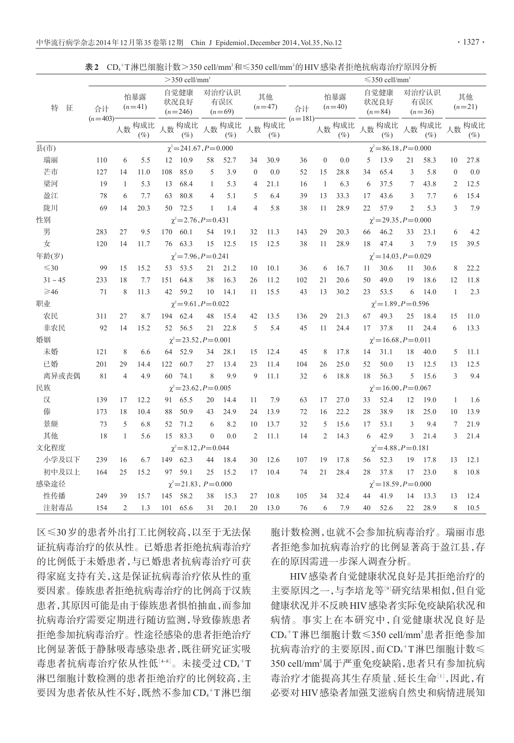**表2** $CD_4^+$T淋巴细胞计数>350 cell/mm³和≤350 cell/mm³的HIV感染者拒绝抗病毒治疗原因分析

| 特征 | >350 cell/mm³ | | | | | | | | | | ≤350 cell/mm³ | | | | | | | | | |
|---|---|---|---|---|---|---|---|---|---|---|---|---|---|---|---|---|---|---|---|---|
| | 合计(n=403) | 怕暴露(n=41) | | 自觉健康状况良好(n=246) | | 对治疗认识有误区(n=69) | | 其他(n=47) | | | 合计(n=181) | 怕暴露(n=40) | | 自觉健康状况良好(n=84) | | 对治疗认识有误区(n=36) | | 其他(n=21) | | |
| | | 人数 | 构成比(%) | 人数 | 构成比(%) | 人数 | 构成比(%) | 人数 | 构成比(%) | | | 人数 | 构成比(%) | 人数 | 构成比(%) | 人数 | 构成比(%) | 人数 | 构成比(%) | |
| 县(市) | $\chi^2$=241.67, $P$=0.000 | | | | | | | | | | $\chi^2$=86.18, $P$=0.000 | | | | | | | | | |
| 瑞丽 | 110 | 6 | 5.5 | 12 | 10.9 | 58 | 52.7 | 34 | 30.9 | | 36 | 0 | 0.0 | 5 | 13.9 | 21 | 58.3 | 10 | 27.8 | |
| 芒市 | 127 | 14 | 11.0 | 108 | 85.0 | 5 | 3.9 | 0 | 0.0 | | 52 | 15 | 28.8 | 34 | 65.4 | 3 | 5.8 | 0 | 0.0 | |
| 梁河 | 19 | 1 | 5.3 | 13 | 68.4 | 1 | 5.3 | 4 | 21.1 | | 16 | 1 | 6.3 | 6 | 37.5 | 7 | 43.8 | 2 | 12.5 | |
| 盈江 | 78 | 6 | 7.7 | 63 | 80.8 | 4 | 5.1 | 5 | 6.4 | | 39 | 13 | 33.3 | 17 | 43.6 | 3 | 7.7 | 6 | 15.4 | |
| 陇川 | 69 | 14 | 20.3 | 50 | 72.5 | 1 | 1.4 | 4 | 5.8 | | 38 | 11 | 28.9 | 22 | 57.9 | 2 | 5.3 | 3 | 7.9 | |
| 性别 | $\chi^2$=2.76, $P$=0.431 | | | | | | | | | | $\chi^2$=29.35, $P$=0.000 | | | | | | | | | |
| 男 | 283 | 27 | 9.5 | 170 | 60.1 | 54 | 19.1 | 32 | 11.3 | | 143 | 29 | 20.3 | 66 | 46.2 | 33 | 23.1 | 6 | 4.2 | |
| 女 | 120 | 14 | 11.7 | 76 | 63.3 | 15 | 12.5 | 15 | 12.5 | | 38 | 11 | 28.9 | 18 | 47.4 | 3 | 7.9 | 15 | 39.5 | |
| 年龄(岁) | $\chi^2$=7.96, $P$=0.241 | | | | | | | | | | $\chi^2$=14.03, $P$=0.029 | | | | | | | | | |
| ≤30 | 99 | 15 | 15.2 | 53 | 53.5 | 21 | 21.2 | 10 | 10.1 | | 36 | 6 | 16.7 | 11 | 30.6 | 11 | 30.6 | 8 | 22.2 | |
| 31～45 | 233 | 18 | 7.7 | 151 | 64.8 | 38 | 16.3 | 26 | 11.2 | | 102 | 21 | 20.6 | 50 | 49.0 | 19 | 18.6 | 12 | 11.8 | |
| ≥46 | 71 | 8 | 11.3 | 42 | 59.2 | 10 | 14.1 | 11 | 15.5 | | 43 | 13 | 30.2 | 23 | 53.5 | 6 | 14.0 | 1 | 2.3 | |
| 职业 | $\chi^2$=9.61, $P$=0.022 | | | | | | | | | | $\chi^2$=1.89, $P$=0.596 | | | | | | | | | |
| 农民 | 311 | 27 | 8.7 | 194 | 62.4 | 48 | 15.4 | 42 | 13.5 | | 136 | 29 | 21.3 | 67 | 49.3 | 25 | 18.4 | 15 | 11.0 | |
| 非农民 | 92 | 14 | 15.2 | 52 | 56.5 | 21 | 22.8 | 5 | 5.4 | | 45 | 11 | 24.4 | 17 | 37.8 | 11 | 24.4 | 6 | 13.3 | |
| 婚姻 | $\chi^2$=23.52, $P$=0.001 | | | | | | | | | | $\chi^2$=16.68, $P$=0.011 | | | | | | | | | |
| 未婚 | 121 | 8 | 6.6 | 64 | 52.9 | 34 | 28.1 | 15 | 12.4 | | 45 | 8 | 17.8 | 14 | 31.1 | 18 | 40.0 | 5 | 11.1 | |
| 已婚 | 201 | 29 | 14.4 | 122 | 60.7 | 27 | 13.4 | 23 | 11.4 | | 104 | 26 | 25.0 | 52 | 50.0 | 13 | 12.5 | 13 | 12.5 | |
| 离异或丧偶 | 81 | 4 | 4.9 | 60 | 74.1 | 8 | 9.9 | 9 | 11.1 | | 32 | 6 | 18.8 | 18 | 56.3 | 5 | 15.6 | 3 | 9.4 | |
| 民族 | $\chi^2$=23.62, $P$=0.005 | | | | | | | | | | $\chi^2$=16.00, $P$=0.067 | | | | | | | | | |
| 汉 | 139 | 17 | 12.2 | 91 | 65.5 | 20 | 14.4 | 11 | 7.9 | | 63 | 17 | 27.0 | 33 | 52.4 | 12 | 19.0 | 1 | 1.6 | |
| 傣 | 173 | 18 | 10.4 | 88 | 50.9 | 43 | 24.9 | 24 | 13.9 | | 72 | 16 | 22.2 | 28 | 38.9 | 18 | 25.0 | 10 | 13.9 | |
| 景颇 | 73 | 5 | 6.8 | 52 | 71.2 | 6 | 8.2 | 10 | 13.7 | | 32 | 5 | 15.6 | 17 | 53.1 | 3 | 9.4 | 7 | 21.9 | |
| 其他 | 18 | 1 | 5.6 | 15 | 83.3 | 0 | 0.0 | 2 | 11.1 | | 14 | 2 | 14.3 | 6 | 42.9 | 3 | 21.4 | 3 | 21.4 | |
| 文化程度 | $\chi^2$=8.12, $P$=0.044 | | | | | | | | | | $\chi^2$=4.88, $P$=0.181 | | | | | | | | | |
| 小学及以下 | 239 | 16 | 6.7 | 149 | 62.3 | 44 | 18.4 | 30 | 12.6 | | 107 | 19 | 17.8 | 56 | 52.3 | 19 | 17.8 | 13 | 12.1 | |
| 初中及以上 | 164 | 25 | 15.2 | 97 | 59.1 | 25 | 15.2 | 17 | 10.4 | | 74 | 21 | 28.4 | 28 | 37.8 | 17 | 23.0 | 8 | 10.8 | |
| 感染途径 | $\chi^2$=21.83, $P$=0.000 | | | | | | | | | | $\chi^2$=18.59, $P$=0.000 | | | | | | | | | |
| 性传播 | 249 | 39 | 15.7 | 145 | 58.2 | 38 | 15.3 | 27 | 10.8 | | 105 | 34 | 32.4 | 44 | 41.9 | 14 | 13.3 | 13 | 12.4 | |
| 注射毒品 | 154 | 2 | 1.3 | 101 | 65.6 | 31 | 20.1 | 20 | 13.0 | | 76 | 6 | 7.9 | 40 | 52.6 | 22 | 28.9 | 8 | 10.5 | |

区≤30岁的患者外出打工比例较高，以至于无法保证抗病毒治疗的依从性。已婚患者拒绝抗病毒治疗的比例低于未婚患者，与已婚患者抗病毒治疗可获得家庭支持有关，这是保证抗病毒治疗依从性的重要因素。傣族患者拒绝抗病毒治疗的比例高于汉族患者，其原因可能是由于傣族患者惧怕抽血，而参加抗病毒治疗需要定期进行随访监测，导致傣族患者拒绝参加抗病毒治疗。性途径感染的患者拒绝治疗比例显著低于静脉吸毒感染患者，既往研究证实吸毒患者抗病毒治疗依从性低[4-8]。未接受过$CD_4^+$T淋巴细胞计数检测的患者拒绝治疗的比例较高，主要因为患者依从性不好，既然不参加$CD_4^+$T淋巴细胞计数检测，也就不会参加抗病毒治疗。瑞丽市患者拒绝参加抗病毒治疗的比例显著高于盈江县，存在的原因需进一步深入调查分析。

HIV感染者自觉健康状况良好是其拒绝治疗的主要原因之一，与李培龙等[9]研究结果相似，但自觉健康状况并不反映HIV感染者实际免疫缺陷状况和病情。事实上在本研究中，自觉健康状况良好是$CD_4^+$T淋巴细胞计数≤350 cell/mm³患者拒绝参加抗病毒治疗的主要原因，而$CD_4^+$T淋巴细胞计数≤350 cell/mm³属于严重免疫缺陷，患者只有参加抗病毒治疗才能提高其生存质量、延长生命[1]，因此，有必要对HIV感染者加强艾滋病自然史和病情进展知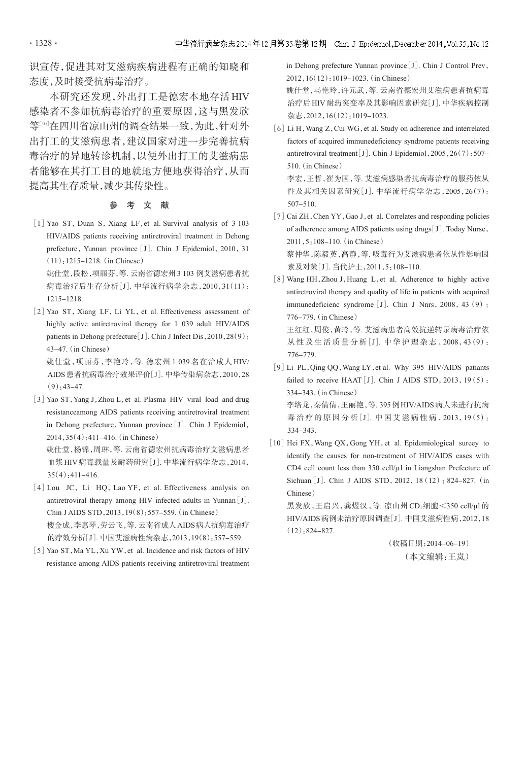识宣传,促进其对艾滋病疾病进程有正确的知晓和态度,及时接受抗病毒治疗。

本研究还发现,外出打工是德宏本地存活HIV感染者不参加抗病毒治疗的重要原因,这与黑发欣等[10]在四川省凉山州的调查结果一致,为此,针对外出打工的艾滋病患者,建议国家对进一步完善抗病毒治疗的异地转诊机制,以便外出打工的艾滋病患者能够在其打工目的地就地方便地获得治疗,从而提高其生存质量,减少其传染性。

## 参 考 文 献

[1] Yao ST, Duan S, Xiang LF, et al. Survival analysis of 3 103 HIV/AIDS patients receiving antiretroviral treatment in Dehong prefecture, Yunnan province[J]. Chin J Epidemiol, 2010, 31 (11):1215–1218. (in Chinese)
姚仕堂,段松,项丽芬,等. 云南省德宏州3 103例艾滋病患者抗病毒治疗后生存分析[J]. 中华流行病学杂志,2010,31(11):1215–1218.

[2] Yao ST, Xiang LF, Li YL, et al. Effectiveness assessment of highly active antiretroviral therapy for 1 039 adult HIV/AIDS patients in Dehong prefecture[J]. Chin J Infect Dis, 2010, 28(9):43–47. (in Chinese)
姚仕堂,项丽芬,李艳玲,等. 德宏州1 039名在治成人HIV/AIDS患者抗病毒治疗效果评价[J]. 中华传染病杂志,2010,28(9):43–47.

[3] Yao ST, Yang J, Zhou L, et al. Plasma HIV viral load and drug resistanceamong AIDS patients receiving antiretroviral treatment in Dehong prefecture, Yunnan province[J]. Chin J Epidemiol, 2014, 35(4):411–416. (in Chinese)
姚仕堂,杨锦,周琳,等. 云南省德宏州抗病毒治疗艾滋病患者血浆HIV病毒载量及耐药研究[J]. 中华流行病学杂志,2014,35(4):411–416.

[4] Lou JC, Li HQ, Lao YF, et al. Effectiveness analysis on antiretroviral therapy among HIV infected adults in Yunnan[J]. Chin J AIDS STD, 2013, 19(8):557–559. (in Chinese)
楼金成,李惠琴,劳云飞,等. 云南省成人AIDS病人抗病毒治疗的疗效分析[J]. 中国艾滋病性病杂志,2013,19(8):557–559.

[5] Yao ST, Ma YL, Xu YW, et al. Incidence and risk factors of HIV resistance among AIDS patients receiving antiretroviral treatment in Dehong prefecture Yunnan province[J]. Chin J Control Prev, 2012, 16(12):1019–1023. (in Chinese)
姚仕堂,马艳玲,许元武,等. 云南省德宏州艾滋病患者抗病毒治疗后HIV耐药突变率及其影响因素研究[J]. 中华疾病控制杂志,2012,16(12):1019–1023.

[6] Li H, Wang Z, Cui WG, et al. Study on adherence and interrelated factors of acquired immunedeficiency syndrome patients receiving antiretroviral treatment[J]. Chin J Epidemiol, 2005, 26(7):507–510. (in Chinese)
李宏,王哲,崔为国,等. 艾滋病感染者抗病毒治疗的服药依从性及其相关因素研究[J]. 中华流行病学杂志,2005,26(7):507–510.

[7] Cai ZH, Chen YY, Gao J, et al. Correlates and responding policies of adherence among AIDS patients using drugs[J]. Today Nurse, 2011, 5:108–110. (in Chinese)
蔡仲华,陈毅英,高静,等. 吸毒行为艾滋病患者依从性影响因素及对策[J]. 当代护士,2011,5:108–110.

[8] Wang HH, Zhou J, Huang L, et al. Adherence to highly active antiretroviral therapy and quality of life in patients with acquired immunedeficienc syndrome[J]. Chin J Nnrs, 2008, 43(9):776–779. (in Chinese)
王红红,周俊,黄玲,等. 艾滋病患者高效抗逆转录病毒治疗依从性及生活质量分析[J]. 中华护理杂志,2008,43(9):776–779.

[9] Li PL, Qing QQ, Wang LY, et al. Why 395 HIV/AIDS patiants failed to receive HAAT[J]. Chin J AIDS STD, 2013, 19(5):334–343. (in Chinese)
李培龙,秦倩倩,王丽艳,等. 395例HIV/AIDS病人未进行抗病毒治疗的原因分析[J]. 中国艾滋病性病,2013,19(5):334–343.

[10] Hei FX, Wang QX, Gong YH, et al. Epidemiological sureey to identify the causes for non-treatment of HIV/AIDS cases with CD4 cell count less than 350 cell/μl in Liangshan Prefecture of Sichuan[J]. Chin J AIDS STD, 2012, 18(12):824–827. (in Chinese)
黑发欣,王启兴,龚煜汉,等. 凉山州$CD_4$细胞<350 cell/μl的HIV/AIDS病例未治疗原因调查[J]. 中国艾滋病性病,2012,18(12):824–827.

(收稿日期:2014–06–19)

(本文编辑:王岚)